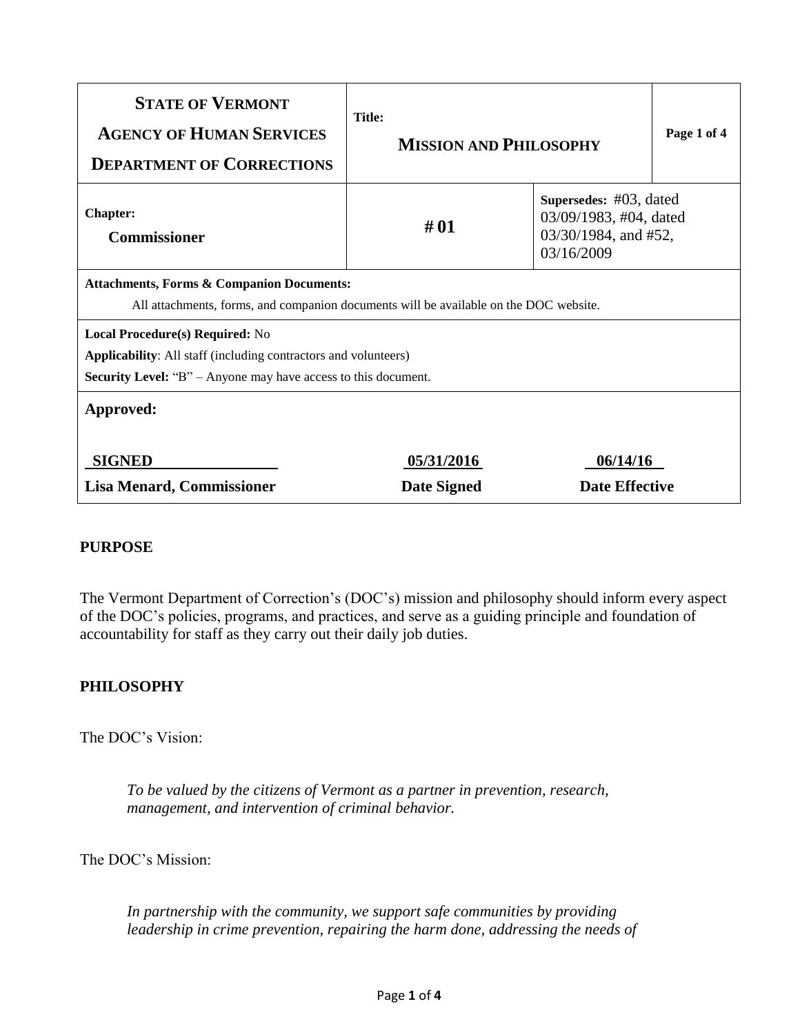| **STATE OF VERMONT**<br>**AGENCY OF HUMAN SERVICES**<br>**DEPARTMENT OF CORRECTIONS** | **Title:**<br>**MISSION AND PHILOSOPHY** | | **Page 1 of 4** |
|---|---|---|---|
| **Chapter:**<br>**Commissioner** | **# 01** | **Supersedes:** #03, dated 03/09/1983, #04, dated 03/30/1984, and #52, 03/16/2009 | |
| **Attachments, Forms & Companion Documents:**<br>All attachments, forms, and companion documents will be available on the DOC website. | | | |
| **Local Procedure(s) Required:** No<br>**Applicability**: All staff (including contractors and volunteers)<br>**Security Level:** "B" – Anyone may have access to this document. | | | |
| **Approved:** | | | |
| **SIGNED**<br>**Lisa Menard, Commissioner** | **05/31/2016**<br>**Date Signed** | **06/14/16**<br>**Date Effective** | |

## PURPOSE

The Vermont Department of Correction's (DOC's) mission and philosophy should inform every aspect of the DOC's policies, programs, and practices, and serve as a guiding principle and foundation of accountability for staff as they carry out their daily job duties.

## PHILOSOPHY

The DOC's Vision:

> *To be valued by the citizens of Vermont as a partner in prevention, research, management, and intervention of criminal behavior.*

The DOC's Mission:

> *In partnership with the community, we support safe communities by providing leadership in crime prevention, repairing the harm done, addressing the needs of*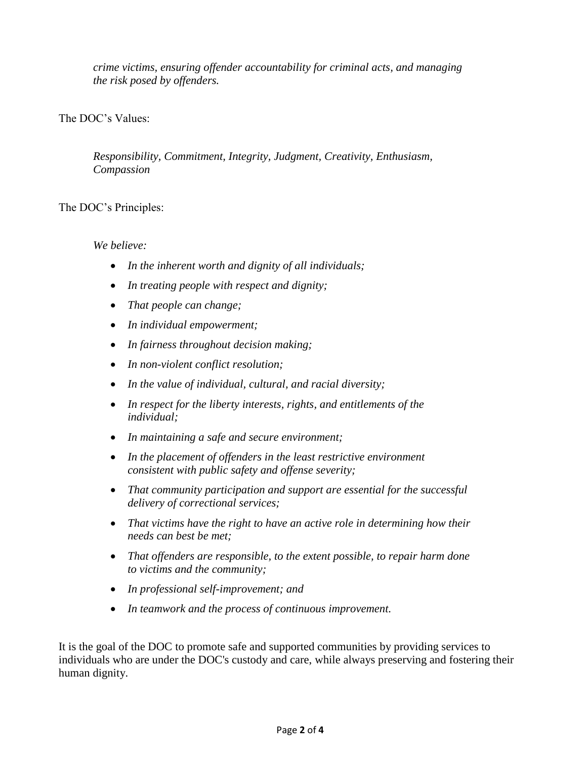*crime victims, ensuring offender accountability for criminal acts, and managing the risk posed by offenders.*

The DOC's Values:

*Responsibility, Commitment, Integrity, Judgment, Creativity, Enthusiasm, Compassion*

The DOC's Principles:

*We believe:*

- *In the inherent worth and dignity of all individuals;*
- *In treating people with respect and dignity;*
- *That people can change;*
- *In individual empowerment;*
- *In fairness throughout decision making;*
- *In non-violent conflict resolution;*
- *In the value of individual, cultural, and racial diversity;*
- *In respect for the liberty interests, rights, and entitlements of the individual;*
- *In maintaining a safe and secure environment;*
- *In the placement of offenders in the least restrictive environment consistent with public safety and offense severity;*
- *That community participation and support are essential for the successful delivery of correctional services;*
- *That victims have the right to have an active role in determining how their needs can best be met;*
- *That offenders are responsible, to the extent possible, to repair harm done to victims and the community;*
- *In professional self-improvement; and*
- *In teamwork and the process of continuous improvement.*

It is the goal of the DOC to promote safe and supported communities by providing services to individuals who are under the DOC's custody and care, while always preserving and fostering their human dignity.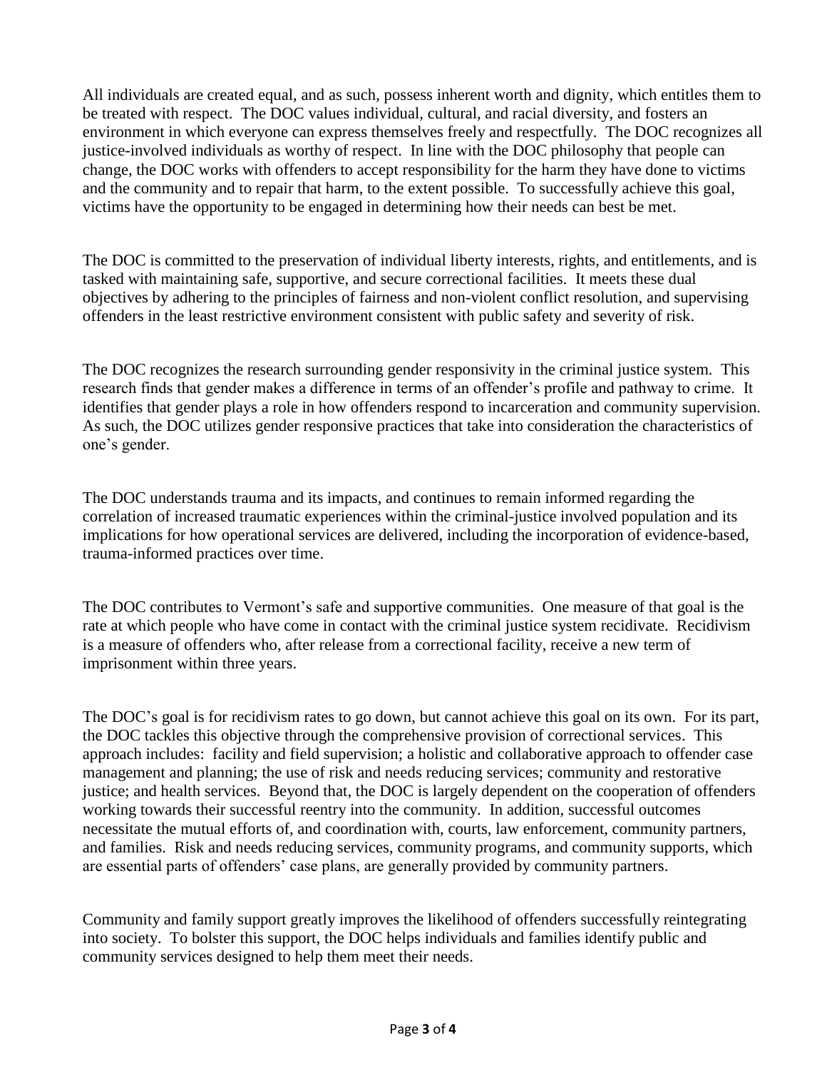All individuals are created equal, and as such, possess inherent worth and dignity, which entitles them to be treated with respect. The DOC values individual, cultural, and racial diversity, and fosters an environment in which everyone can express themselves freely and respectfully. The DOC recognizes all justice-involved individuals as worthy of respect. In line with the DOC philosophy that people can change, the DOC works with offenders to accept responsibility for the harm they have done to victims and the community and to repair that harm, to the extent possible. To successfully achieve this goal, victims have the opportunity to be engaged in determining how their needs can best be met.

The DOC is committed to the preservation of individual liberty interests, rights, and entitlements, and is tasked with maintaining safe, supportive, and secure correctional facilities. It meets these dual objectives by adhering to the principles of fairness and non-violent conflict resolution, and supervising offenders in the least restrictive environment consistent with public safety and severity of risk.

The DOC recognizes the research surrounding gender responsivity in the criminal justice system. This research finds that gender makes a difference in terms of an offender's profile and pathway to crime. It identifies that gender plays a role in how offenders respond to incarceration and community supervision. As such, the DOC utilizes gender responsive practices that take into consideration the characteristics of one's gender.

The DOC understands trauma and its impacts, and continues to remain informed regarding the correlation of increased traumatic experiences within the criminal-justice involved population and its implications for how operational services are delivered, including the incorporation of evidence-based, trauma-informed practices over time.

The DOC contributes to Vermont's safe and supportive communities. One measure of that goal is the rate at which people who have come in contact with the criminal justice system recidivate. Recidivism is a measure of offenders who, after release from a correctional facility, receive a new term of imprisonment within three years.

The DOC's goal is for recidivism rates to go down, but cannot achieve this goal on its own. For its part, the DOC tackles this objective through the comprehensive provision of correctional services. This approach includes: facility and field supervision; a holistic and collaborative approach to offender case management and planning; the use of risk and needs reducing services; community and restorative justice; and health services. Beyond that, the DOC is largely dependent on the cooperation of offenders working towards their successful reentry into the community. In addition, successful outcomes necessitate the mutual efforts of, and coordination with, courts, law enforcement, community partners, and families. Risk and needs reducing services, community programs, and community supports, which are essential parts of offenders' case plans, are generally provided by community partners.

Community and family support greatly improves the likelihood of offenders successfully reintegrating into society. To bolster this support, the DOC helps individuals and families identify public and community services designed to help them meet their needs.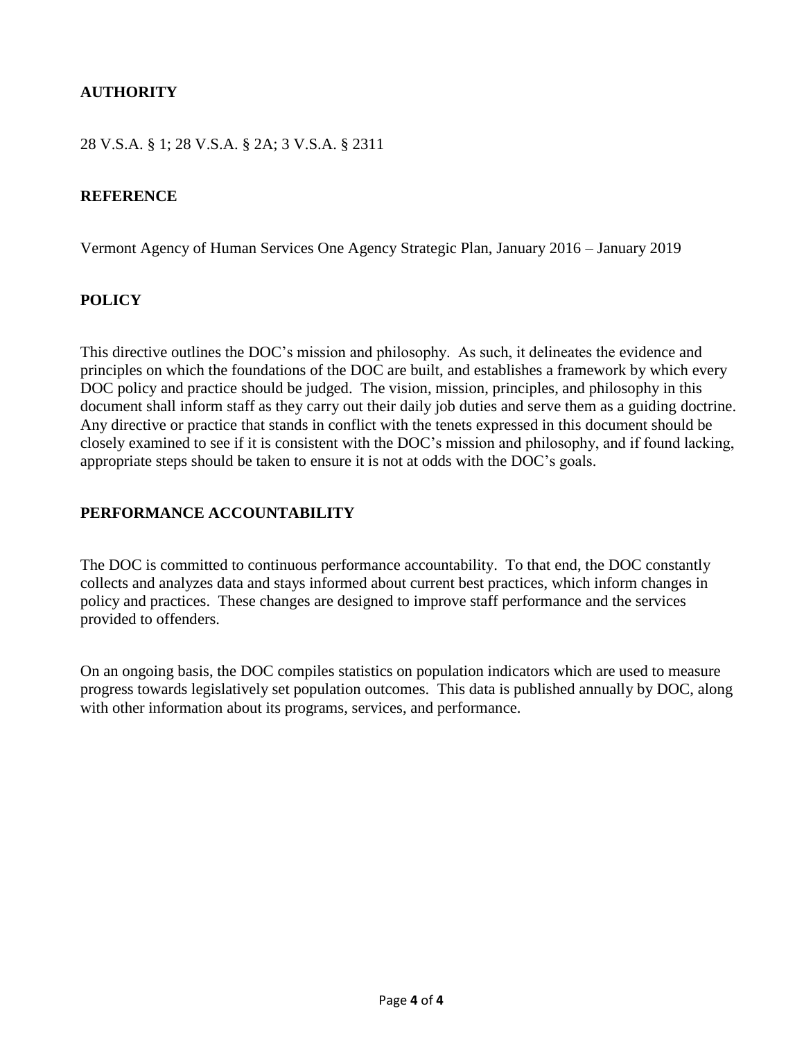## AUTHORITY

28 V.S.A. § 1; 28 V.S.A. § 2A; 3 V.S.A. § 2311

## REFERENCE

Vermont Agency of Human Services One Agency Strategic Plan, January 2016 – January 2019

## POLICY

This directive outlines the DOC's mission and philosophy. As such, it delineates the evidence and principles on which the foundations of the DOC are built, and establishes a framework by which every DOC policy and practice should be judged. The vision, mission, principles, and philosophy in this document shall inform staff as they carry out their daily job duties and serve them as a guiding doctrine. Any directive or practice that stands in conflict with the tenets expressed in this document should be closely examined to see if it is consistent with the DOC's mission and philosophy, and if found lacking, appropriate steps should be taken to ensure it is not at odds with the DOC's goals.

## PERFORMANCE ACCOUNTABILITY

The DOC is committed to continuous performance accountability. To that end, the DOC constantly collects and analyzes data and stays informed about current best practices, which inform changes in policy and practices. These changes are designed to improve staff performance and the services provided to offenders.

On an ongoing basis, the DOC compiles statistics on population indicators which are used to measure progress towards legislatively set population outcomes. This data is published annually by DOC, along with other information about its programs, services, and performance.